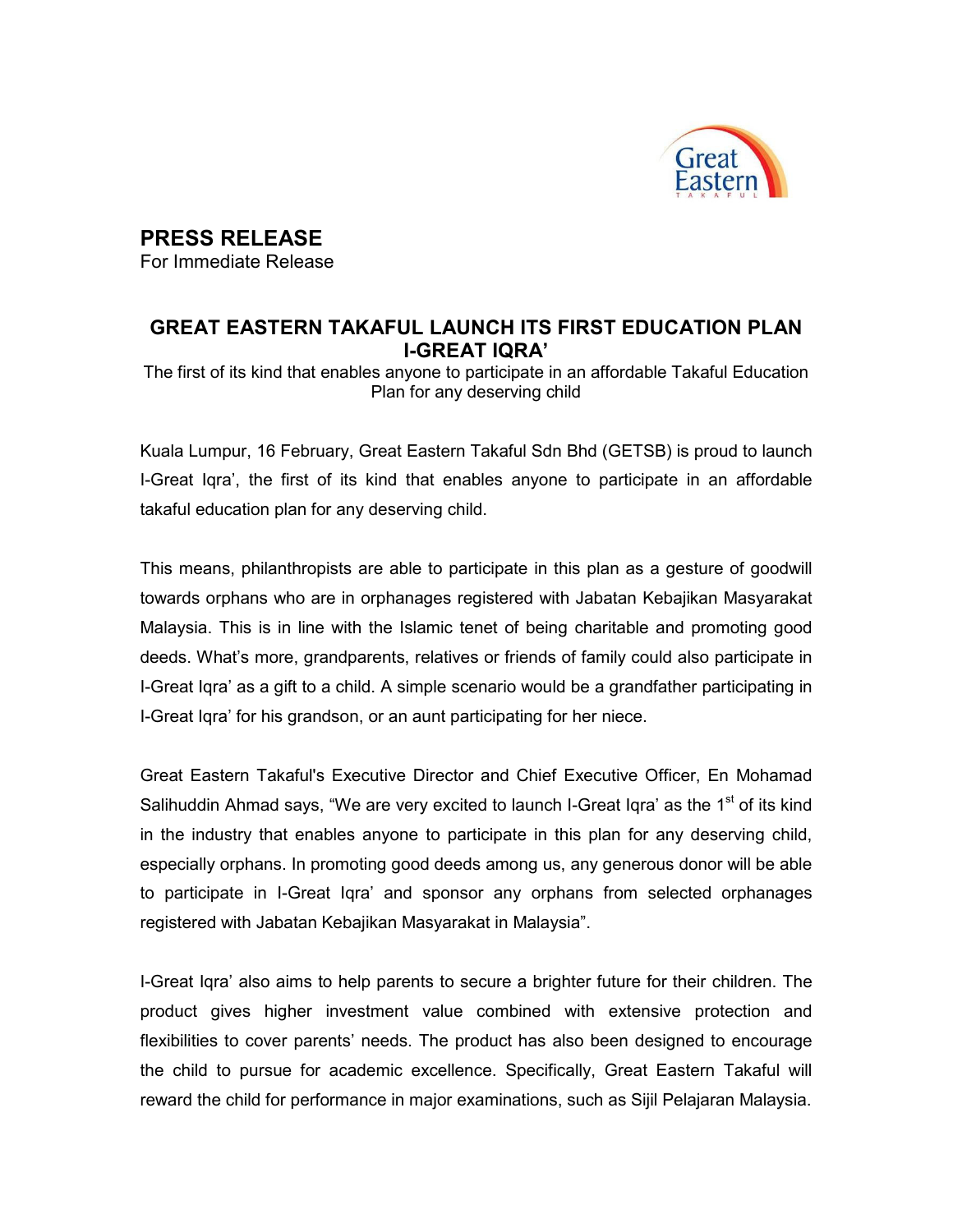# PRESS RELEASE

For Immediate Release

## GREAT EASTERN TAKAFUL LAUNCH ITS FIRST EDUCATION PLAN I-GREAT IQRA'

The first of its kind that enables anyone to participate in an affordable Takaful Education Plan for any deserving child

Kuala Lumpur, 16 February, Great Eastern Takaful Sdn Bhd (GETSB) is proud to launch I-Great Iqra', the first of its kind that enables anyone to participate in an affordable takaful education plan for any deserving child.

This means, philanthropists are able to participate in this plan as a gesture of goodwill towards orphans who are in orphanages registered with Jabatan Kebajikan Masyarakat Malaysia. This is in line with the Islamic tenet of being charitable and promoting good deeds. What's more, grandparents, relatives or friends of family could also participate in I-Great Iqra' as a gift to a child. A simple scenario would be a grandfather participating in I-Great Iqra' for his grandson, or an aunt participating for her niece.

Great Eastern Takaful's Executive Director and Chief Executive Officer, En Mohamad Salihuddin Ahmad says, "We are very excited to launch I-Great Iqra' as the 1st of its kind in the industry that enables anyone to participate in this plan for any deserving child, especially orphans. In promoting good deeds among us, any generous donor will be able to participate in I-Great Iqra' and sponsor any orphans from selected orphanages registered with Jabatan Kebajikan Masyarakat in Malaysia".

I-Great Iqra' also aims to help parents to secure a brighter future for their children. The product gives higher investment value combined with extensive protection and flexibilities to cover parents' needs. The product has also been designed to encourage the child to pursue for academic excellence. Specifically, Great Eastern Takaful will reward the child for performance in major examinations, such as Sijil Pelajaran Malaysia.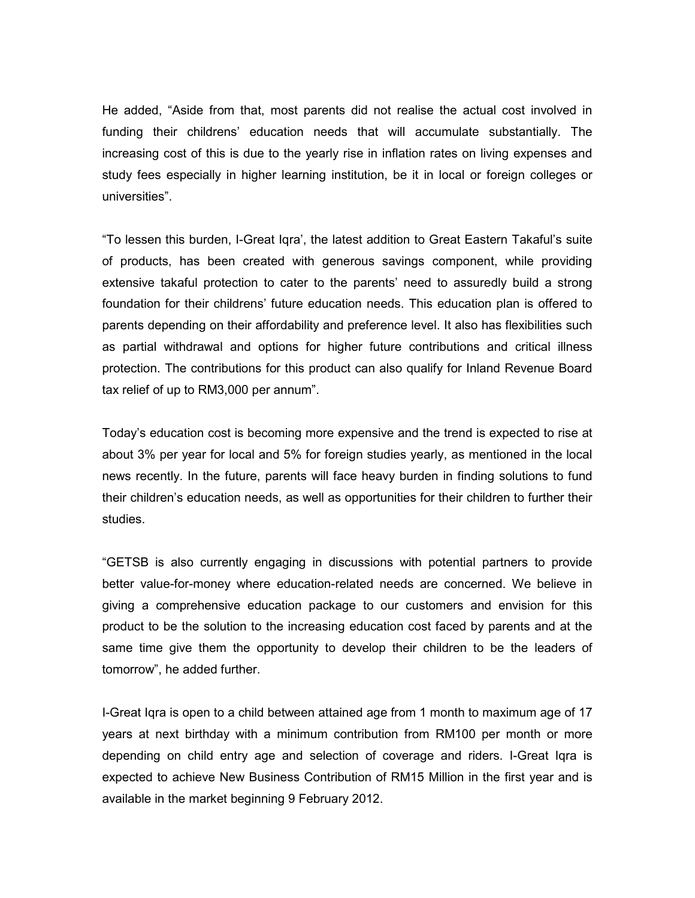He added, “Aside from that, most parents did not realise the actual cost involved in funding their childrens’ education needs that will accumulate substantially. The increasing cost of this is due to the yearly rise in inflation rates on living expenses and study fees especially in higher learning institution, be it in local or foreign colleges or universities”.

“To lessen this burden, I-Great Iqra’, the latest addition to Great Eastern Takaful’s suite of products, has been created with generous savings component, while providing extensive takaful protection to cater to the parents’ need to assuredly build a strong foundation for their childrens’ future education needs. This education plan is offered to parents depending on their affordability and preference level. It also has flexibilities such as partial withdrawal and options for higher future contributions and critical illness protection. The contributions for this product can also qualify for Inland Revenue Board tax relief of up to RM3,000 per annum”.

Today’s education cost is becoming more expensive and the trend is expected to rise at about 3% per year for local and 5% for foreign studies yearly, as mentioned in the local news recently. In the future, parents will face heavy burden in finding solutions to fund their children’s education needs, as well as opportunities for their children to further their studies.

“GETSB is also currently engaging in discussions with potential partners to provide better value-for-money where education-related needs are concerned. We believe in giving a comprehensive education package to our customers and envision for this product to be the solution to the increasing education cost faced by parents and at the same time give them the opportunity to develop their children to be the leaders of tomorrow”, he added further.

I-Great Iqra is open to a child between attained age from 1 month to maximum age of 17 years at next birthday with a minimum contribution from RM100 per month or more depending on child entry age and selection of coverage and riders. I-Great Iqra is expected to achieve New Business Contribution of RM15 Million in the first year and is available in the market beginning 9 February 2012.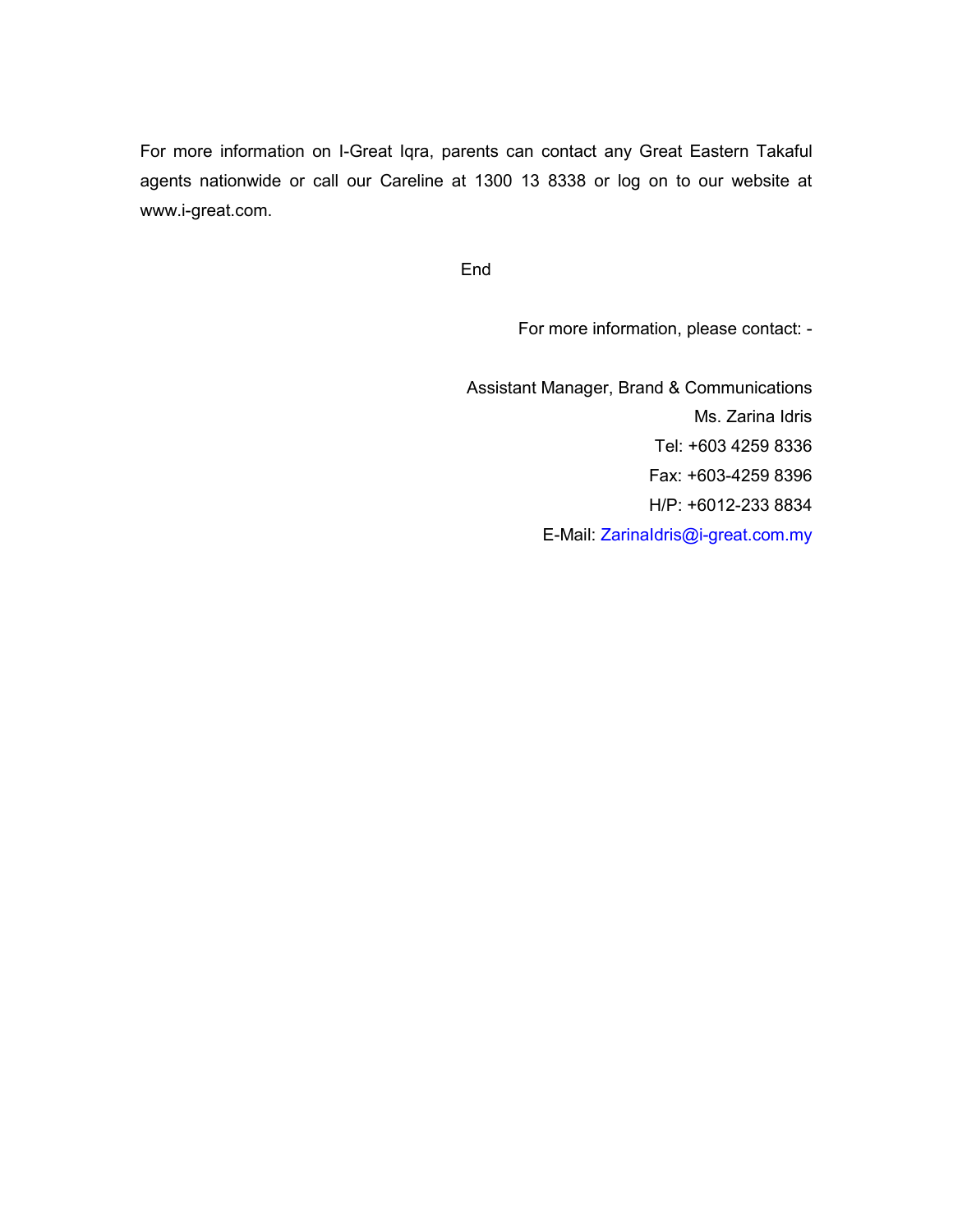For more information on I-Great Iqra, parents can contact any Great Eastern Takaful agents nationwide or call our Careline at 1300 13 8338 or log on to our website at www.i-great.com.

End

For more information, please contact: -

Assistant Manager, Brand & Communications
Ms. Zarina Idris
Tel: +603 4259 8336
Fax: +603-4259 8396
H/P: +6012-233 8834
E-Mail: ZarinaIdris@i-great.com.my